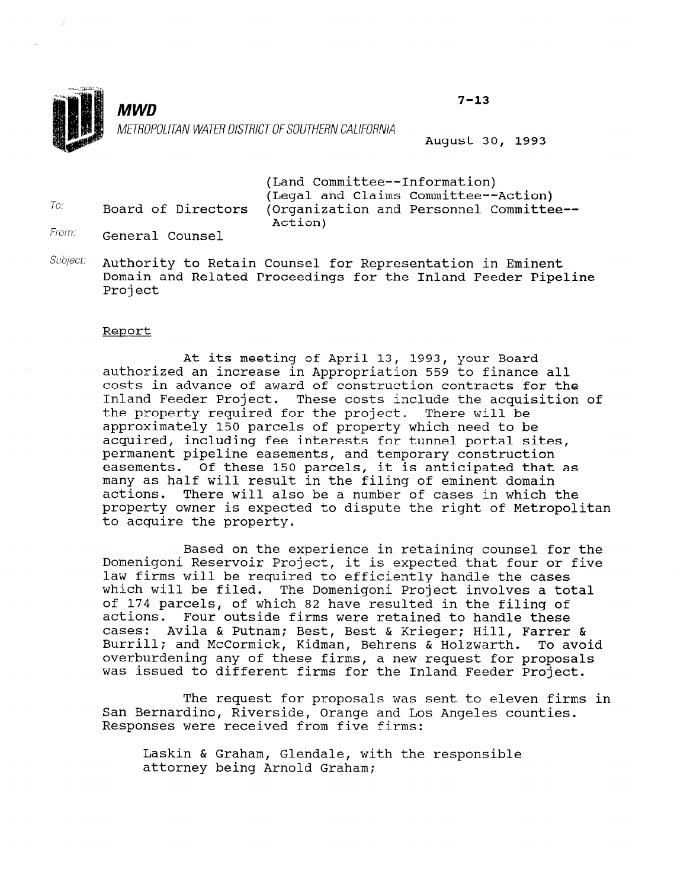**MWD**

METROPOLITAN WATER DISTRICT OF SOUTHERN CALIFORNIA

7-13

August 30, 1993

To: Board of Directors (Land Committee--Information) (Legal and Claims Committee--Action) (Organization and Personnel Committee--Action)

From: General Counsel

Subject: Authority to Retain Counsel for Representation in Eminent Domain and Related Proceedings for the Inland Feeder Pipeline Project

## Report

At its meeting of April 13, 1993, your Board authorized an increase in Appropriation 559 to finance all costs in advance of award of construction contracts for the Inland Feeder Project. These costs include the acquisition of the property required for the project. There will be approximately 150 parcels of property which need to be acquired, including fee interests for tunnel portal sites, permanent pipeline easements, and temporary construction easements. Of these 150 parcels, it is anticipated that as many as half will result in the filing of eminent domain actions. There will also be a number of cases in which the property owner is expected to dispute the right of Metropolitan to acquire the property.

Based on the experience in retaining counsel for the Domenigoni Reservoir Project, it is expected that four or five law firms will be required to efficiently handle the cases which will be filed. The Domenigoni Project involves a total of 174 parcels, of which 82 have resulted in the filing of actions. Four outside firms were retained to handle these cases: Avila & Putnam; Best, Best & Krieger; Hill, Farrer & Burrill; and McCormick, Kidman, Behrens & Holzwarth. To avoid overburdening any of these firms, a new request for proposals was issued to different firms for the Inland Feeder Project.

The request for proposals was sent to eleven firms in San Bernardino, Riverside, Orange and Los Angeles counties. Responses were received from five firms:

Laskin & Graham, Glendale, with the responsible attorney being Arnold Graham;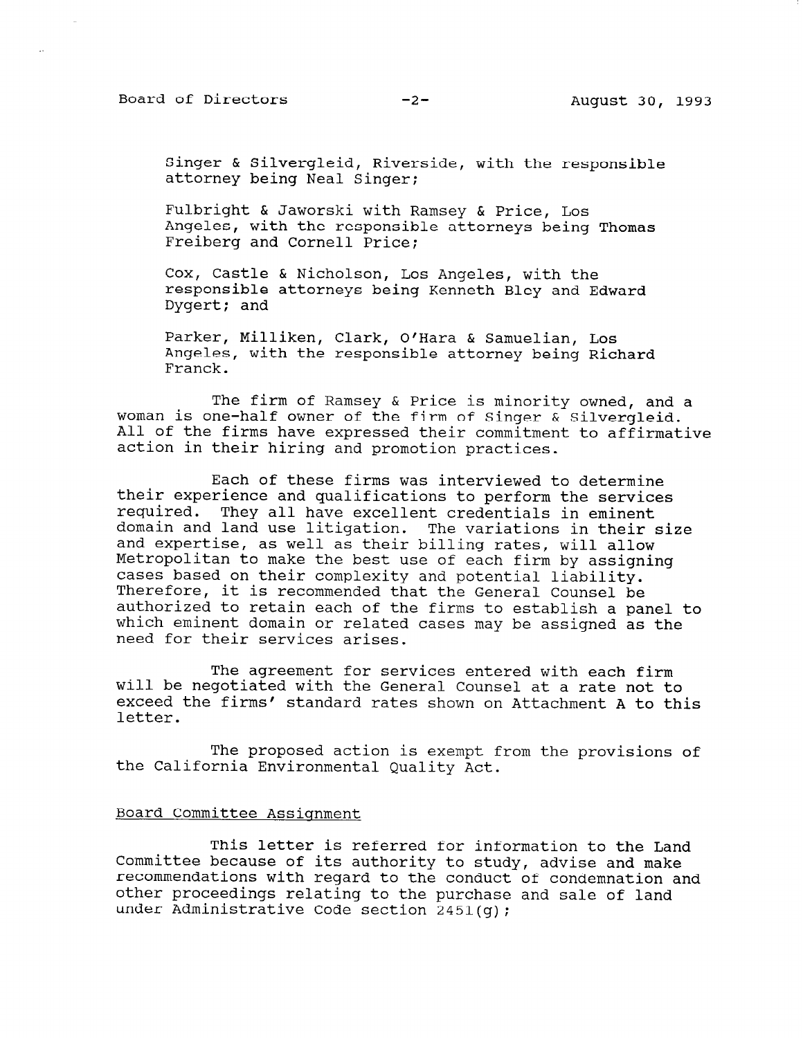Singer & Silvergleid, Riverside, with the responsible attorney being Neal Singer;

Fulbright & Jaworski with Ramsey & Price, Los Angeles, with the responsible attorneys being Thomas Freiberg and Cornell Price;

Cox, Castle & Nicholson, Los Angeles, with the responsible attorneys being Kenneth Bley and Edward Dygert; and

Parker, Milliken, Clark, O'Hara & Samuelian, Los Angeles, with the responsible attorney being Richard Franck.

The firm of Ramsey & Price is minority owned, and a woman is one-half owner of the firm of Singer & Silvergleid. All of the firms have expressed their commitment to affirmative action in their hiring and promotion practices.

Each of these firms was interviewed to determine their experience and qualifications to perform the services required. They all have excellent credentials in eminent domain and land use litigation. The variations in their size and expertise, as well as their billing rates, will allow Metropolitan to make the best use of each firm by assigning cases based on their complexity and potential liability. Therefore, it is recommended that the General Counsel be authorized to retain each of the firms to establish a panel to which eminent domain or related cases may be assigned as the need for their services arises.

The agreement for services entered with each firm will be negotiated with the General Counsel at a rate not to exceed the firms' standard rates shown on Attachment A to this letter.

The proposed action is exempt from the provisions of the California Environmental Quality Act.

## Board Committee Assignment

This letter is referred for information to the Land Committee because of its authority to study, advise and make recommendations with regard to the conduct of condemnation and other proceedings relating to the purchase and sale of land under Administrative Code section 2451(g);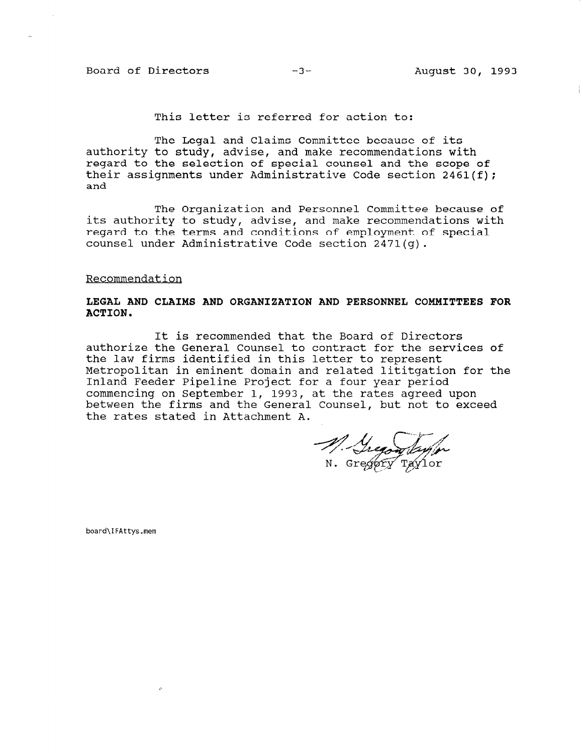This letter is referred for action to:

The Legal and Claims Committee because of its authority to study, advise, and make recommendations with regard to the selection of special counsel and the scope of their assignments under Administrative Code section 2461(f); and

The Organization and Personnel Committee because of its authority to study, advise, and make recommendations with regard to the terms and conditions of employment of special counsel under Administrative Code section 2471(g).

Recommendation

**LEGAL AND CLAIMS AND ORGANIZATION AND PERSONNEL COMMITTEES FOR ACTION.**

It is recommended that the Board of Directors authorize the General Counsel to contract for the services of the law firms identified in this letter to represent Metropolitan in eminent domain and related lititgation for the Inland Feeder Pipeline Project for a four year period commencing on September 1, 1993, at the rates agreed upon between the firms and the General Counsel, but not to exceed the rates stated in Attachment A.

N. Gregory Taylor

board\IFAttys.mem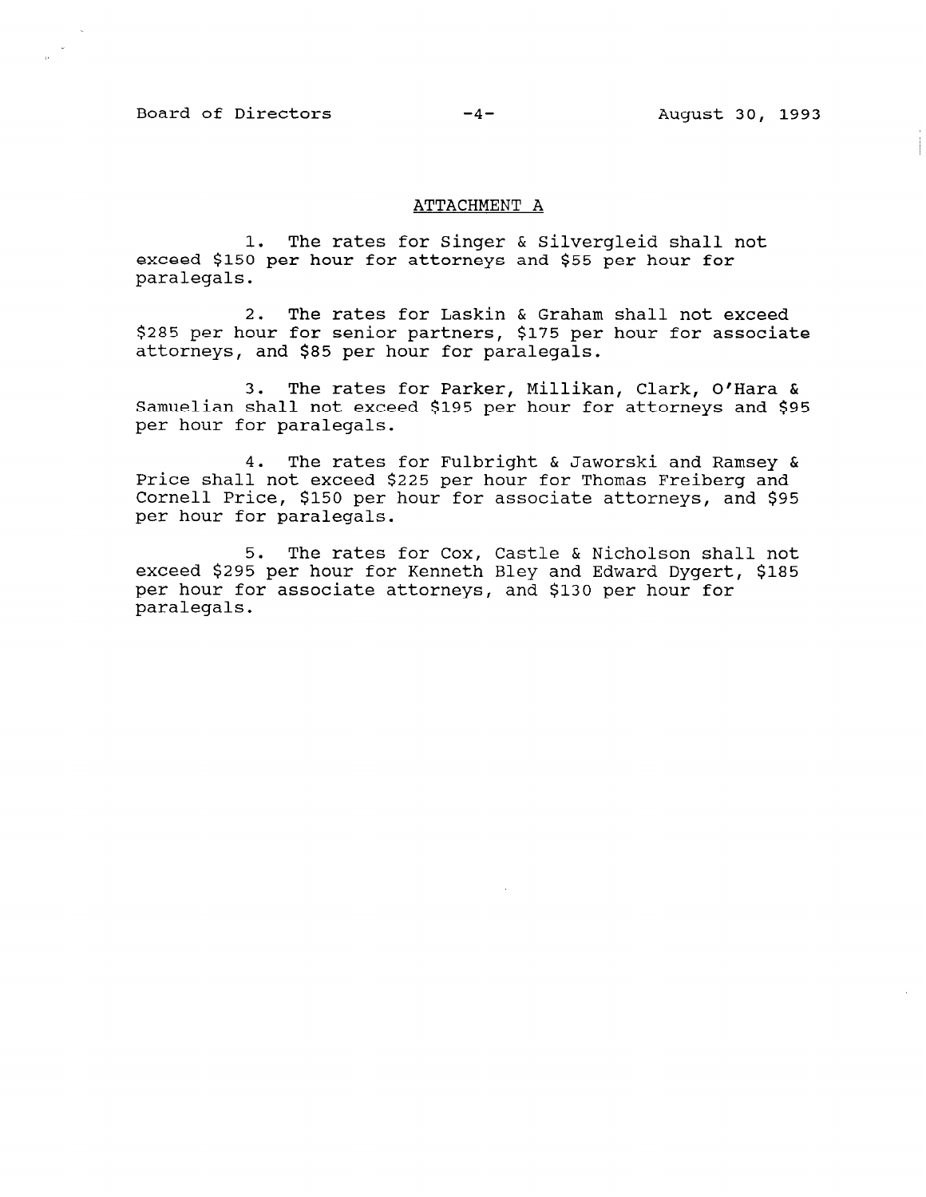## ATTACHMENT A

1. The rates for Singer & Silvergleid shall not exceed $150 per hour for attorneys and $55 per hour for paralegals.

2. The rates for Laskin & Graham shall not exceed $285 per hour for senior partners, $175 per hour for associate attorneys, and $85 per hour for paralegals.

3. The rates for Parker, Millikan, Clark, O'Hara & Samuelian shall not exceed $195 per hour for attorneys and $95 per hour for paralegals.

4. The rates for Fulbright & Jaworski and Ramsey & Price shall not exceed $225 per hour for Thomas Freiberg and Cornell Price, $150 per hour for associate attorneys, and $95 per hour for paralegals.

5. The rates for Cox, Castle & Nicholson shall not exceed $295 per hour for Kenneth Bley and Edward Dygert, $185 per hour for associate attorneys, and $130 per hour for paralegals.